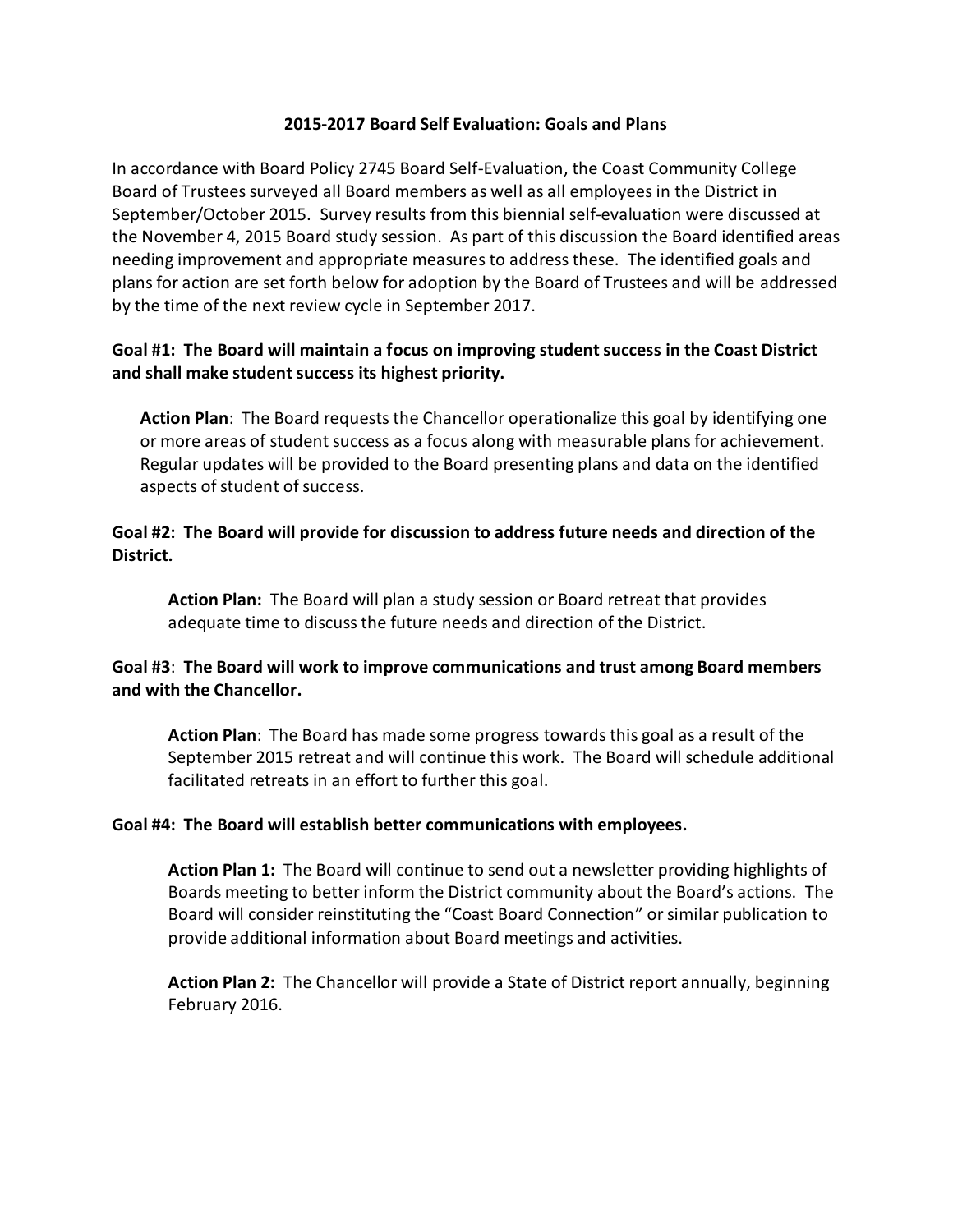# 2015-2017 Board Self Evaluation: Goals and Plans

In accordance with Board Policy 2745 Board Self-Evaluation, the Coast Community College Board of Trustees surveyed all Board members as well as all employees in the District in September/October 2015. Survey results from this biennial self-evaluation were discussed at the November 4, 2015 Board study session. As part of this discussion the Board identified areas needing improvement and appropriate measures to address these. The identified goals and plans for action are set forth below for adoption by the Board of Trustees and will be addressed by the time of the next review cycle in September 2017.

**Goal #1: The Board will maintain a focus on improving student success in the Coast District and shall make student success its highest priority.**

> **Action Plan**: The Board requests the Chancellor operationalize this goal by identifying one or more areas of student success as a focus along with measurable plans for achievement. Regular updates will be provided to the Board presenting plans and data on the identified aspects of student of success.

**Goal #2: The Board will provide for discussion to address future needs and direction of the District.**

> **Action Plan:** The Board will plan a study session or Board retreat that provides adequate time to discuss the future needs and direction of the District.

**Goal #3**: **The Board will work to improve communications and trust among Board members and with the Chancellor.**

> **Action Plan**: The Board has made some progress towards this goal as a result of the September 2015 retreat and will continue this work. The Board will schedule additional facilitated retreats in an effort to further this goal.

**Goal #4: The Board will establish better communications with employees.**

> **Action Plan 1:** The Board will continue to send out a newsletter providing highlights of Boards meeting to better inform the District community about the Board's actions. The Board will consider reinstituting the "Coast Board Connection" or similar publication to provide additional information about Board meetings and activities.
>
> **Action Plan 2:** The Chancellor will provide a State of District report annually, beginning February 2016.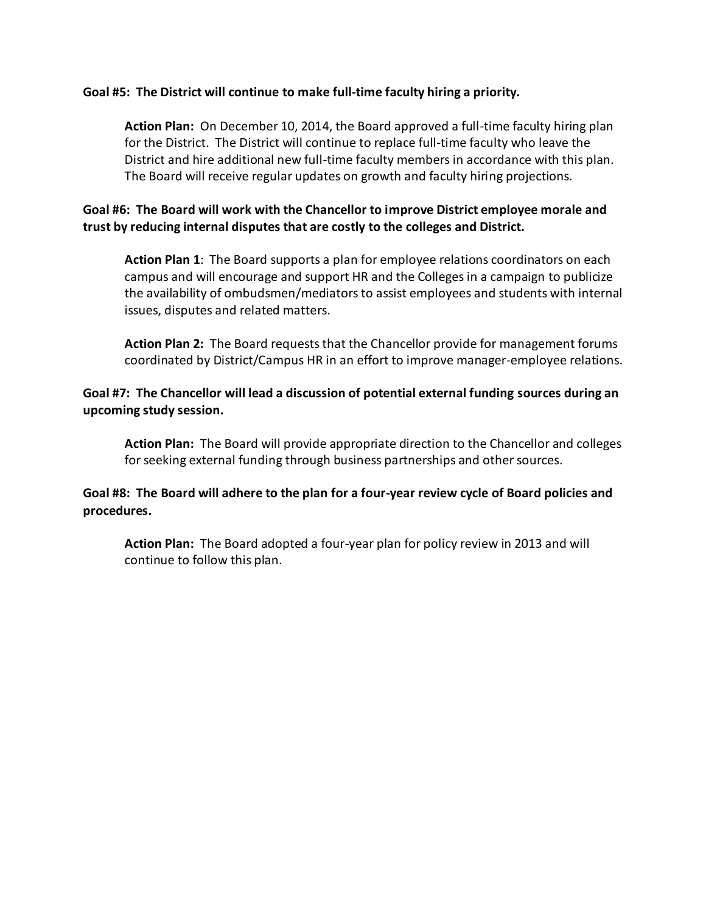**Goal #5: The District will continue to make full-time faculty hiring a priority.**

> **Action Plan:** On December 10, 2014, the Board approved a full-time faculty hiring plan for the District. The District will continue to replace full-time faculty who leave the District and hire additional new full-time faculty members in accordance with this plan. The Board will receive regular updates on growth and faculty hiring projections.

**Goal #6: The Board will work with the Chancellor to improve District employee morale and trust by reducing internal disputes that are costly to the colleges and District.**

> **Action Plan 1**: The Board supports a plan for employee relations coordinators on each campus and will encourage and support HR and the Colleges in a campaign to publicize the availability of ombudsmen/mediators to assist employees and students with internal issues, disputes and related matters.
>
> **Action Plan 2:** The Board requests that the Chancellor provide for management forums coordinated by District/Campus HR in an effort to improve manager-employee relations.

**Goal #7: The Chancellor will lead a discussion of potential external funding sources during an upcoming study session.**

> **Action Plan:** The Board will provide appropriate direction to the Chancellor and colleges for seeking external funding through business partnerships and other sources.

**Goal #8: The Board will adhere to the plan for a four-year review cycle of Board policies and procedures.**

> **Action Plan:** The Board adopted a four-year plan for policy review in 2013 and will continue to follow this plan.